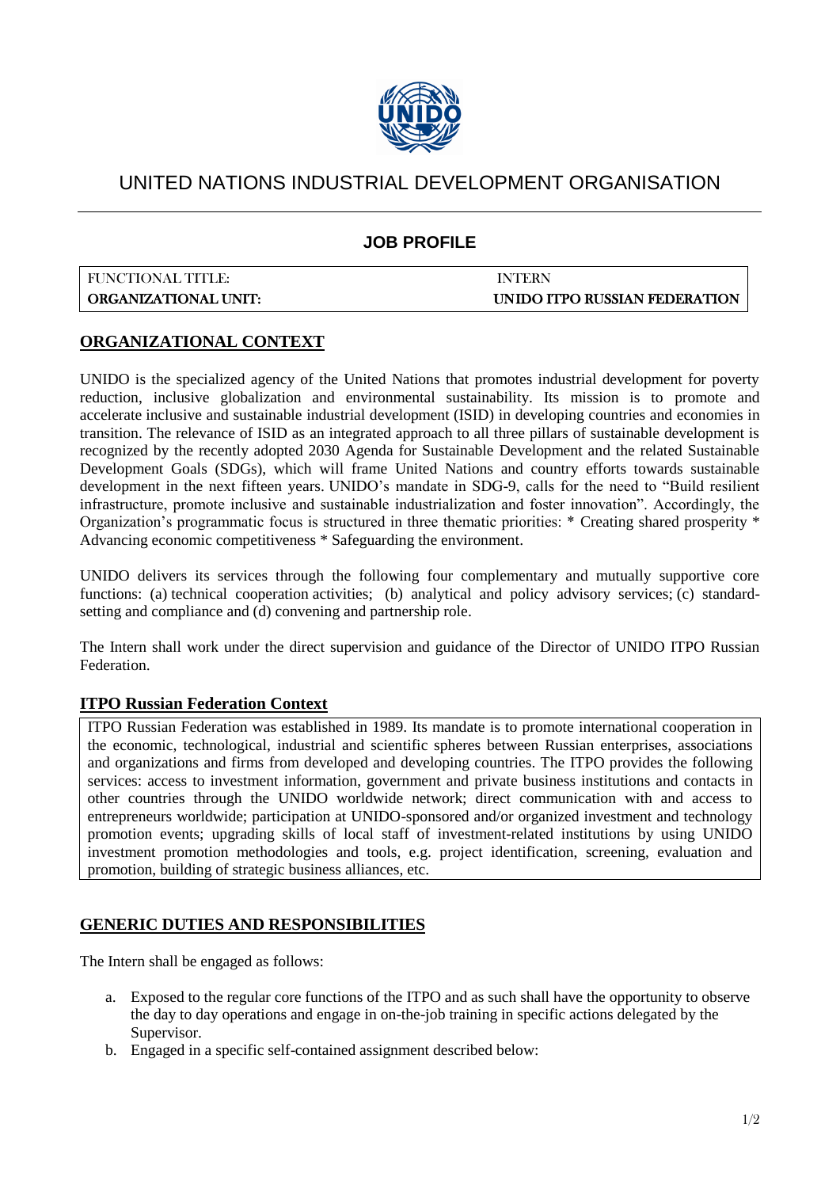# UNITED NATIONS INDUSTRIAL DEVELOPMENT ORGANISATION

## JOB PROFILE

| FUNCTIONAL TITLE: | INTERN |
|---|---|
| **ORGANIZATIONAL UNIT:** | **UNIDO ITPO RUSSIAN FEDERATION** |

## ORGANIZATIONAL CONTEXT

UNIDO is the specialized agency of the United Nations that promotes industrial development for poverty reduction, inclusive globalization and environmental sustainability. Its mission is to promote and accelerate inclusive and sustainable industrial development (ISID) in developing countries and economies in transition. The relevance of ISID as an integrated approach to all three pillars of sustainable development is recognized by the recently adopted 2030 Agenda for Sustainable Development and the related Sustainable Development Goals (SDGs), which will frame United Nations and country efforts towards sustainable development in the next fifteen years. UNIDO's mandate in SDG-9, calls for the need to "Build resilient infrastructure, promote inclusive and sustainable industrialization and foster innovation". Accordingly, the Organization's programmatic focus is structured in three thematic priorities: * Creating shared prosperity * Advancing economic competitiveness * Safeguarding the environment.

UNIDO delivers its services through the following four complementary and mutually supportive core functions: (a) technical cooperation activities; (b) analytical and policy advisory services; (c) standard-setting and compliance and (d) convening and partnership role.

The Intern shall work under the direct supervision and guidance of the Director of UNIDO ITPO Russian Federation.

### ITPO Russian Federation Context

ITPO Russian Federation was established in 1989. Its mandate is to promote international cooperation in the economic, technological, industrial and scientific spheres between Russian enterprises, associations and organizations and firms from developed and developing countries. The ITPO provides the following services: access to investment information, government and private business institutions and contacts in other countries through the UNIDO worldwide network; direct communication with and access to entrepreneurs worldwide; participation at UNIDO-sponsored and/or organized investment and technology promotion events; upgrading skills of local staff of investment-related institutions by using UNIDO investment promotion methodologies and tools, e.g. project identification, screening, evaluation and promotion, building of strategic business alliances, etc.

## GENERIC DUTIES AND RESPONSIBILITIES

The Intern shall be engaged as follows:

a. Exposed to the regular core functions of the ITPO and as such shall have the opportunity to observe the day to day operations and engage in on-the-job training in specific actions delegated by the Supervisor.
b. Engaged in a specific self-contained assignment described below: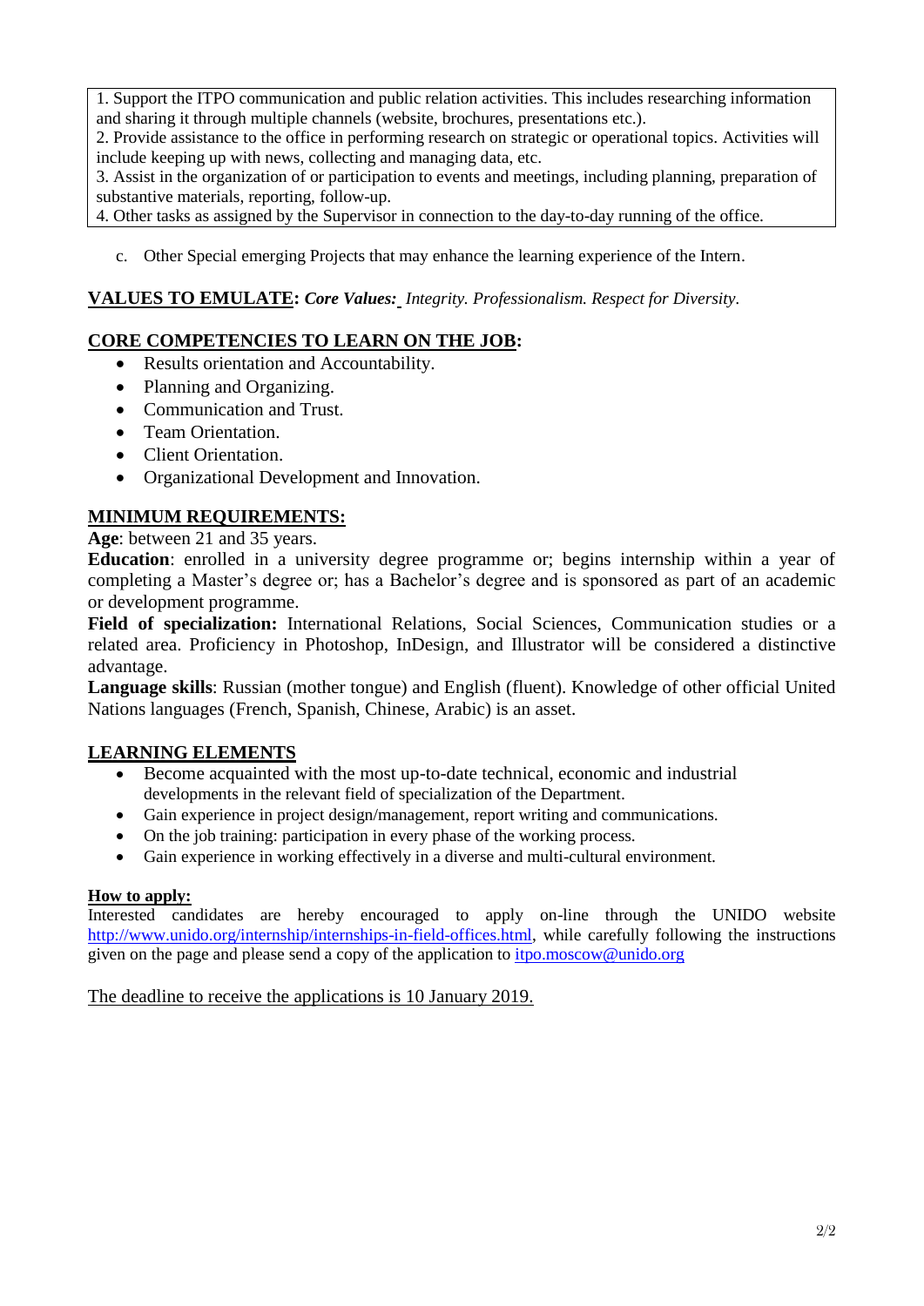1. Support the ITPO communication and public relation activities. This includes researching information and sharing it through multiple channels (website, brochures, presentations etc.).
2. Provide assistance to the office in performing research on strategic or operational topics. Activities will include keeping up with news, collecting and managing data, etc.
3. Assist in the organization of or participation to events and meetings, including planning, preparation of substantive materials, reporting, follow-up.
4. Other tasks as assigned by the Supervisor in connection to the day-to-day running of the office.

c. Other Special emerging Projects that may enhance the learning experience of the Intern.

**VALUES TO EMULATE:** ***Core Values:*** *Integrity. Professionalism. Respect for Diversity.*

## CORE COMPETENCIES TO LEARN ON THE JOB:

- Results orientation and Accountability.
- Planning and Organizing.
- Communication and Trust.
- Team Orientation.
- Client Orientation.
- Organizational Development and Innovation.

## MINIMUM REQUIREMENTS:

**Age**: between 21 and 35 years.

**Education**: enrolled in a university degree programme or; begins internship within a year of completing a Master's degree or; has a Bachelor's degree and is sponsored as part of an academic or development programme.

**Field of specialization:** International Relations, Social Sciences, Communication studies or a related area. Proficiency in Photoshop, InDesign, and Illustrator will be considered a distinctive advantage.

**Language skills**: Russian (mother tongue) and English (fluent). Knowledge of other official United Nations languages (French, Spanish, Chinese, Arabic) is an asset.

## LEARNING ELEMENTS

- Become acquainted with the most up-to-date technical, economic and industrial developments in the relevant field of specialization of the Department.
- Gain experience in project design/management, report writing and communications.
- On the job training: participation in every phase of the working process.
- Gain experience in working effectively in a diverse and multi-cultural environment.

**How to apply:**

Interested candidates are hereby encouraged to apply on-line through the UNIDO website http://www.unido.org/internship/internships-in-field-offices.html, while carefully following the instructions given on the page and please send a copy of the application to itpo.moscow@unido.org

The deadline to receive the applications is 10 January 2019.